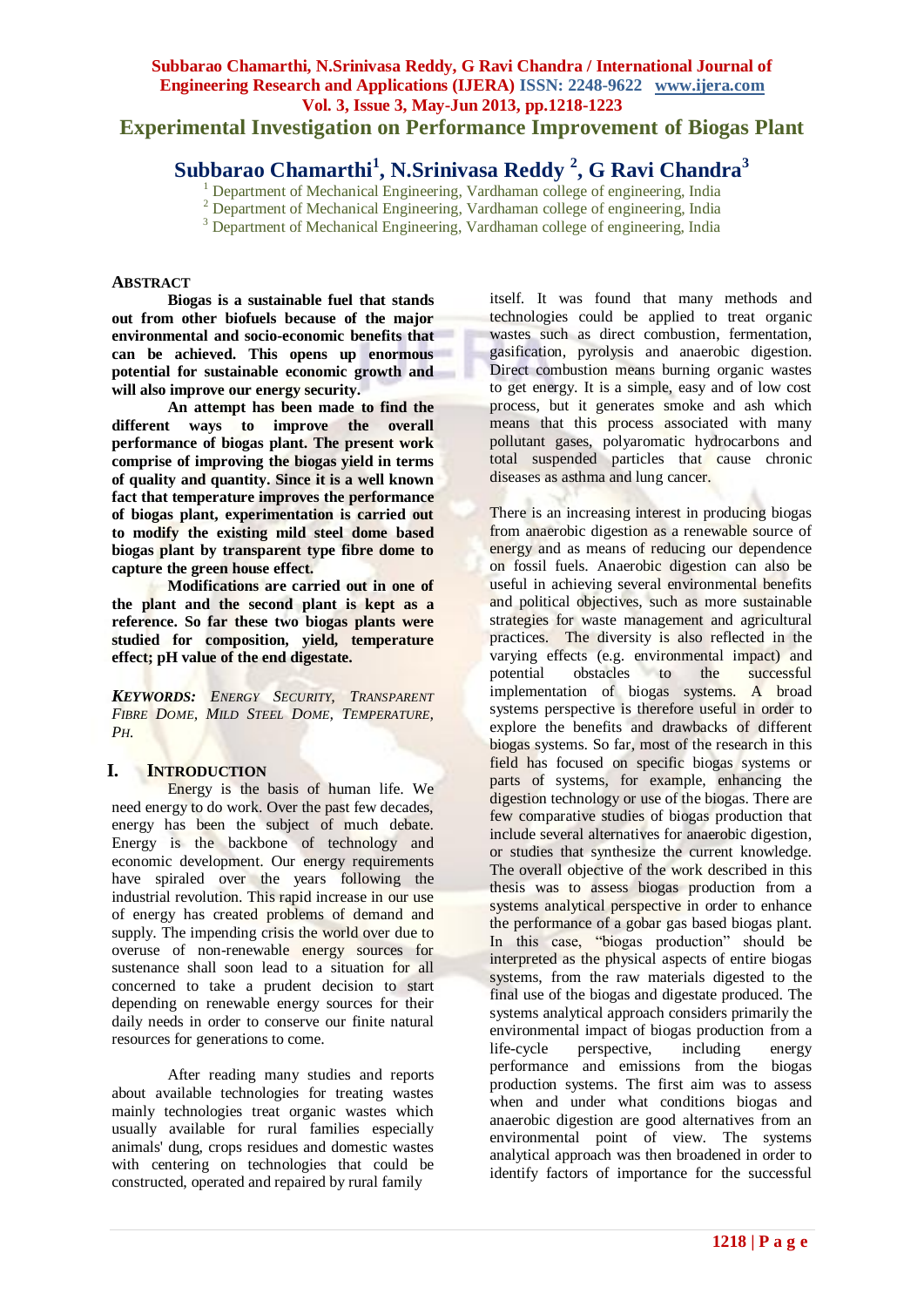# Experimental Investigation on Performance Improvement of Biogas Plant

## Subbarao Chamarthi[1], N.Srinivasa Reddy [2], G Ravi Chandra[3]

[1] Department of Mechanical Engineering, Vardhaman college of engineering, India
[2] Department of Mechanical Engineering, Vardhaman college of engineering, India
[3] Department of Mechanical Engineering, Vardhaman college of engineering, India

### ABSTRACT

**Biogas is a sustainable fuel that stands out from other biofuels because of the major environmental and socio-economic benefits that can be achieved. This opens up enormous potential for sustainable economic growth and will also improve our energy security.**

**An attempt has been made to find the different ways to improve the overall performance of biogas plant. The present work comprise of improving the biogas yield in terms of quality and quantity. Since it is a well known fact that temperature improves the performance of biogas plant, experimentation is carried out to modify the existing mild steel dome based biogas plant by transparent type fibre dome to capture the green house effect.**

**Modifications are carried out in one of the plant and the second plant is kept as a reference. So far these two biogas plants were studied for composition, yield, temperature effect; pH value of the end digestate.**

***KEYWORDS:*** *ENERGY SECURITY, TRANSPARENT FIBRE DOME, MILD STEEL DOME, TEMPERATURE, PH.*

## I. INTRODUCTION

Energy is the basis of human life. We need energy to do work. Over the past few decades, energy has been the subject of much debate. Energy is the backbone of technology and economic development. Our energy requirements have spiraled over the years following the industrial revolution. This rapid increase in our use of energy has created problems of demand and supply. The impending crisis the world over due to overuse of non-renewable energy sources for sustenance shall soon lead to a situation for all concerned to take a prudent decision to start depending on renewable energy sources for their daily needs in order to conserve our finite natural resources for generations to come.

After reading many studies and reports about available technologies for treating wastes mainly technologies treat organic wastes which usually available for rural families especially animals' dung, crops residues and domestic wastes with centering on technologies that could be constructed, operated and repaired by rural family itself. It was found that many methods and technologies could be applied to treat organic wastes such as direct combustion, fermentation, gasification, pyrolysis and anaerobic digestion. Direct combustion means burning organic wastes to get energy. It is a simple, easy and of low cost process, but it generates smoke and ash which means that this process associated with many pollutant gases, polyaromatic hydrocarbons and total suspended particles that cause chronic diseases as asthma and lung cancer.

There is an increasing interest in producing biogas from anaerobic digestion as a renewable source of energy and as means of reducing our dependence on fossil fuels. Anaerobic digestion can also be useful in achieving several environmental benefits and political objectives, such as more sustainable strategies for waste management and agricultural practices. The diversity is also reflected in the varying effects (e.g. environmental impact) and potential obstacles to the successful implementation of biogas systems. A broad systems perspective is therefore useful in order to explore the benefits and drawbacks of different biogas systems. So far, most of the research in this field has focused on specific biogas systems or parts of systems, for example, enhancing the digestion technology or use of the biogas. There are few comparative studies of biogas production that include several alternatives for anaerobic digestion, or studies that synthesize the current knowledge. The overall objective of the work described in this thesis was to assess biogas production from a systems analytical perspective in order to enhance the performance of a gobar gas based biogas plant. In this case, "biogas production" should be interpreted as the physical aspects of entire biogas systems, from the raw materials digested to the final use of the biogas and digestate produced. The systems analytical approach considers primarily the environmental impact of biogas production from a life-cycle perspective, including energy performance and emissions from the biogas production systems. The first aim was to assess when and under what conditions biogas and anaerobic digestion are good alternatives from an environmental point of view. The systems analytical approach was then broadened in order to identify factors of importance for the successful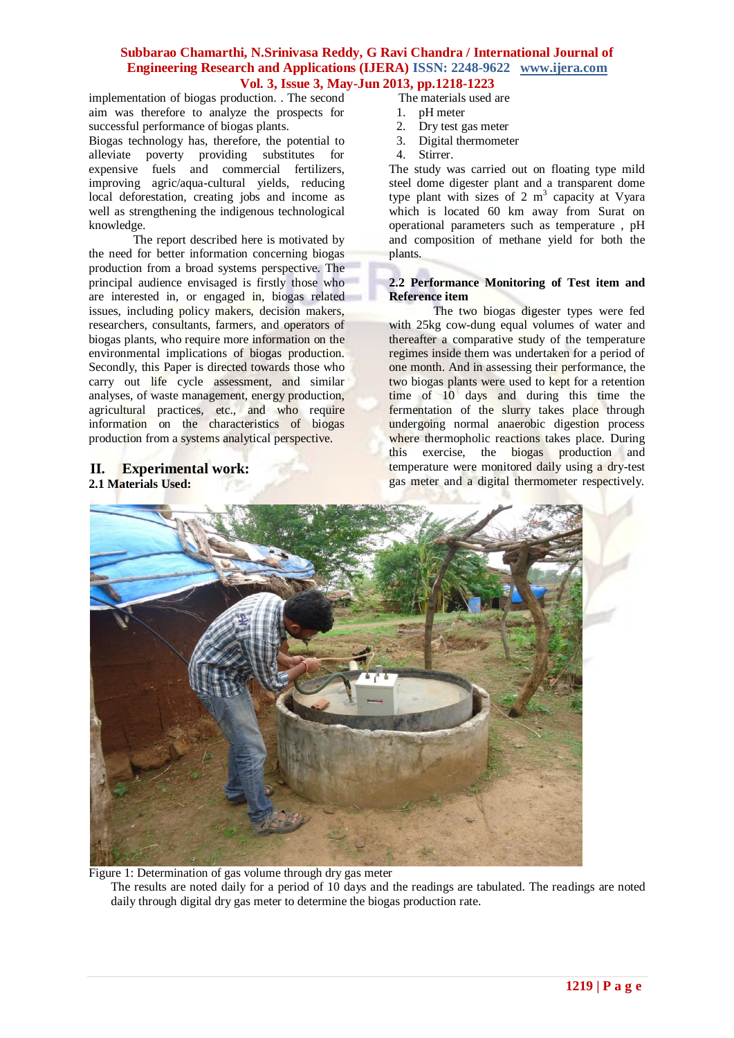implementation of biogas production. . The second aim was therefore to analyze the prospects for successful performance of biogas plants.

Biogas technology has, therefore, the potential to alleviate poverty providing substitutes for expensive fuels and commercial fertilizers, improving agric/aqua-cultural yields, reducing local deforestation, creating jobs and income as well as strengthening the indigenous technological knowledge.

The report described here is motivated by the need for better information concerning biogas production from a broad systems perspective. The principal audience envisaged is firstly those who are interested in, or engaged in, biogas related issues, including policy makers, decision makers, researchers, consultants, farmers, and operators of biogas plants, who require more information on the environmental implications of biogas production. Secondly, this Paper is directed towards those who carry out life cycle assessment, and similar analyses, of waste management, energy production, agricultural practices, etc., and who require information on the characteristics of biogas production from a systems analytical perspective.

## II. Experimental work:

### 2.1 Materials Used:

The materials used are

1. pH meter
2. Dry test gas meter
3. Digital thermometer
4. Stirrer.

The study was carried out on floating type mild steel dome digester plant and a transparent dome type plant with sizes of 2 $m^3$ capacity at Vyara which is located 60 km away from Surat on operational parameters such as temperature , pH and composition of methane yield for both the plants.

### 2.2 Performance Monitoring of Test item and Reference item

The two biogas digester types were fed with 25kg cow-dung equal volumes of water and thereafter a comparative study of the temperature regimes inside them was undertaken for a period of one month. And in assessing their performance, the two biogas plants were used to kept for a retention time of 10 days and during this time the fermentation of the slurry takes place through undergoing normal anaerobic digestion process where thermopholic reactions takes place. During this exercise, the biogas production and temperature were monitored daily using a dry-test gas meter and a digital thermometer respectively.

Figure 1: Determination of gas volume through dry gas meter

The results are noted daily for a period of 10 days and the readings are tabulated. The readings are noted daily through digital dry gas meter to determine the biogas production rate.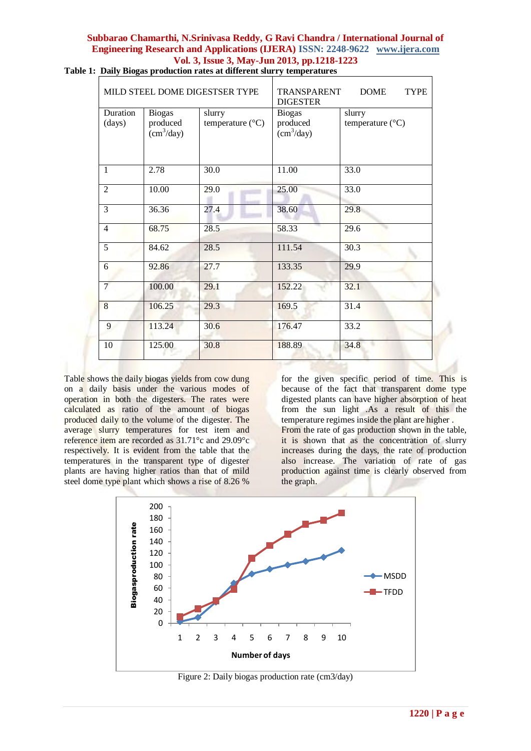**Table 1: Daily Biogas production rates at different slurry temperatures**

| MILD STEEL DOME DIGESTSER TYPE | | | TRANSPARENT DOME TYPE DIGESTER | |
|---|---|---|---|---|
| Duration (days) | Biogas produced ($cm^3$/day) | slurry temperature (°C) | Biogas produced ($cm^3$/day) | slurry temperature (°C) |
| 1 | 2.78 | 30.0 | 11.00 | 33.0 |
| 2 | 10.00 | 29.0 | 25.00 | 33.0 |
| 3 | 36.36 | 27.4 | 38.60 | 29.8 |
| 4 | 68.75 | 28.5 | 58.33 | 29.6 |
| 5 | 84.62 | 28.5 | 111.54 | 30.3 |
| 6 | 92.86 | 27.7 | 133.35 | 29.9 |
| 7 | 100.00 | 29.1 | 152.22 | 32.1 |
| 8 | 106.25 | 29.3 | 169.5 | 31.4 |
| 9 | 113.24 | 30.6 | 176.47 | 33.2 |
| 10 | 125.00 | 30.8 | 188.89 | 34.8 |

Table shows the daily biogas yields from cow dung on a daily basis under the various modes of operation in both the digesters. The rates were calculated as ratio of the amount of biogas produced daily to the volume of the digester. The average slurry temperatures for test item and reference item are recorded as 31.71°c and 29.09°c respectively. It is evident from the table that the temperatures in the transparent type of digester plants are having higher ratios than that of mild steel dome type plant which shows a rise of 8.26 % for the given specific period of time. This is because of the fact that transparent dome type digested plants can have higher absorption of heat from the sun light .As a result of this the temperature regimes inside the plant are higher .

From the rate of gas production shown in the table, it is shown that as the concentration of slurry increases during the days, the rate of production also increase. The variation of rate of gas production against time is clearly observed from the graph.

Figure 2: Daily biogas production rate (cm3/day)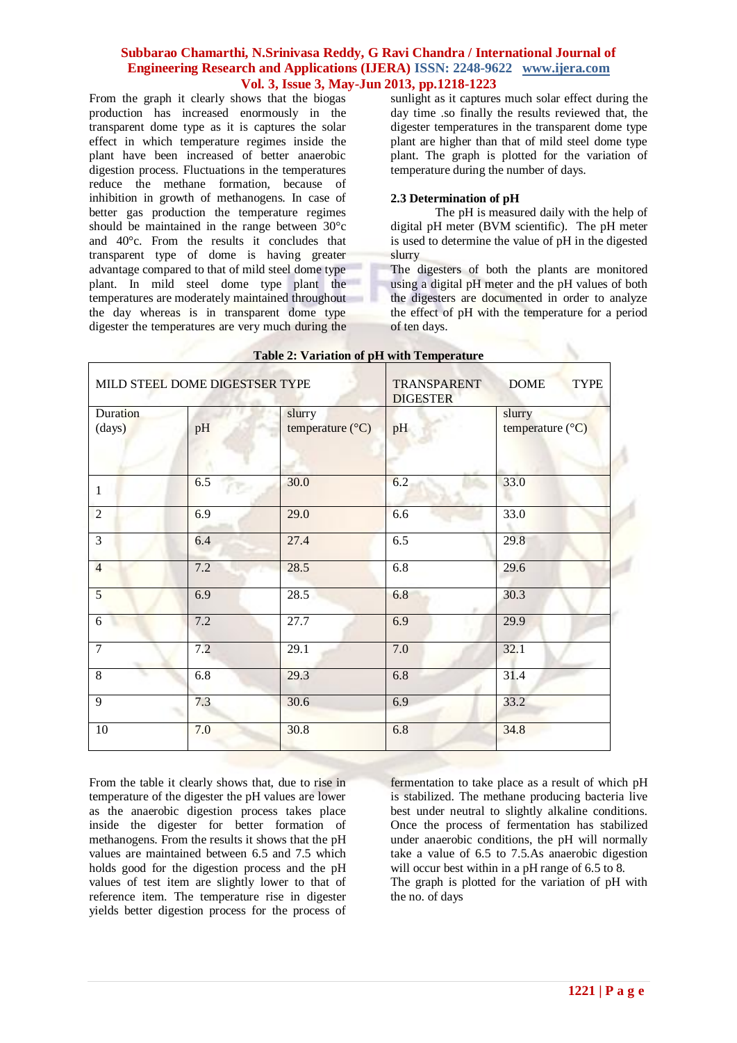From the graph it clearly shows that the biogas production has increased enormously in the transparent dome type as it is captures the solar effect in which temperature regimes inside the plant have been increased of better anaerobic digestion process. Fluctuations in the temperatures reduce the methane formation, because of inhibition in growth of methanogens. In case of better gas production the temperature regimes should be maintained in the range between 30°c and 40°c. From the results it concludes that transparent type of dome is having greater advantage compared to that of mild steel dome type plant. In mild steel dome type plant the temperatures are moderately maintained throughout the day whereas is in transparent dome type digester the temperatures are very much during the sunlight as it captures much solar effect during the day time .so finally the results reviewed that, the digester temperatures in the transparent dome type plant are higher than that of mild steel dome type plant. The graph is plotted for the variation of temperature during the number of days.

### 2.3 Determination of pH

The pH is measured daily with the help of digital pH meter (BVM scientific). The pH meter is used to determine the value of pH in the digested slurry

The digesters of both the plants are monitored using a digital pH meter and the pH values of both the digesters are documented in order to analyze the effect of pH with the temperature for a period of ten days.

**Table 2: Variation of pH with Temperature**

| MILD STEEL DOME DIGESTSER TYPE | | | TRANSPARENT DOME TYPE DIGESTER | |
|---|---|---|---|---|
| Duration (days) | pH | slurry temperature (°C) | pH | slurry temperature (°C) |
| 1 | 6.5 | 30.0 | 6.2 | 33.0 |
| 2 | 6.9 | 29.0 | 6.6 | 33.0 |
| 3 | 6.4 | 27.4 | 6.5 | 29.8 |
| 4 | 7.2 | 28.5 | 6.8 | 29.6 |
| 5 | 6.9 | 28.5 | 6.8 | 30.3 |
| 6 | 7.2 | 27.7 | 6.9 | 29.9 |
| 7 | 7.2 | 29.1 | 7.0 | 32.1 |
| 8 | 6.8 | 29.3 | 6.8 | 31.4 |
| 9 | 7.3 | 30.6 | 6.9 | 33.2 |
| 10 | 7.0 | 30.8 | 6.8 | 34.8 |

From the table it clearly shows that, due to rise in temperature of the digester the pH values are lower as the anaerobic digestion process takes place inside the digester for better formation of methanogens. From the results it shows that the pH values are maintained between 6.5 and 7.5 which holds good for the digestion process and the pH values of test item are slightly lower to that of reference item. The temperature rise in digester yields better digestion process for the process of fermentation to take place as a result of which pH is stabilized. The methane producing bacteria live best under neutral to slightly alkaline conditions. Once the process of fermentation has stabilized under anaerobic conditions, the pH will normally take a value of 6.5 to 7.5.As anaerobic digestion will occur best within in a pH range of 6.5 to 8.

The graph is plotted for the variation of pH with the no. of days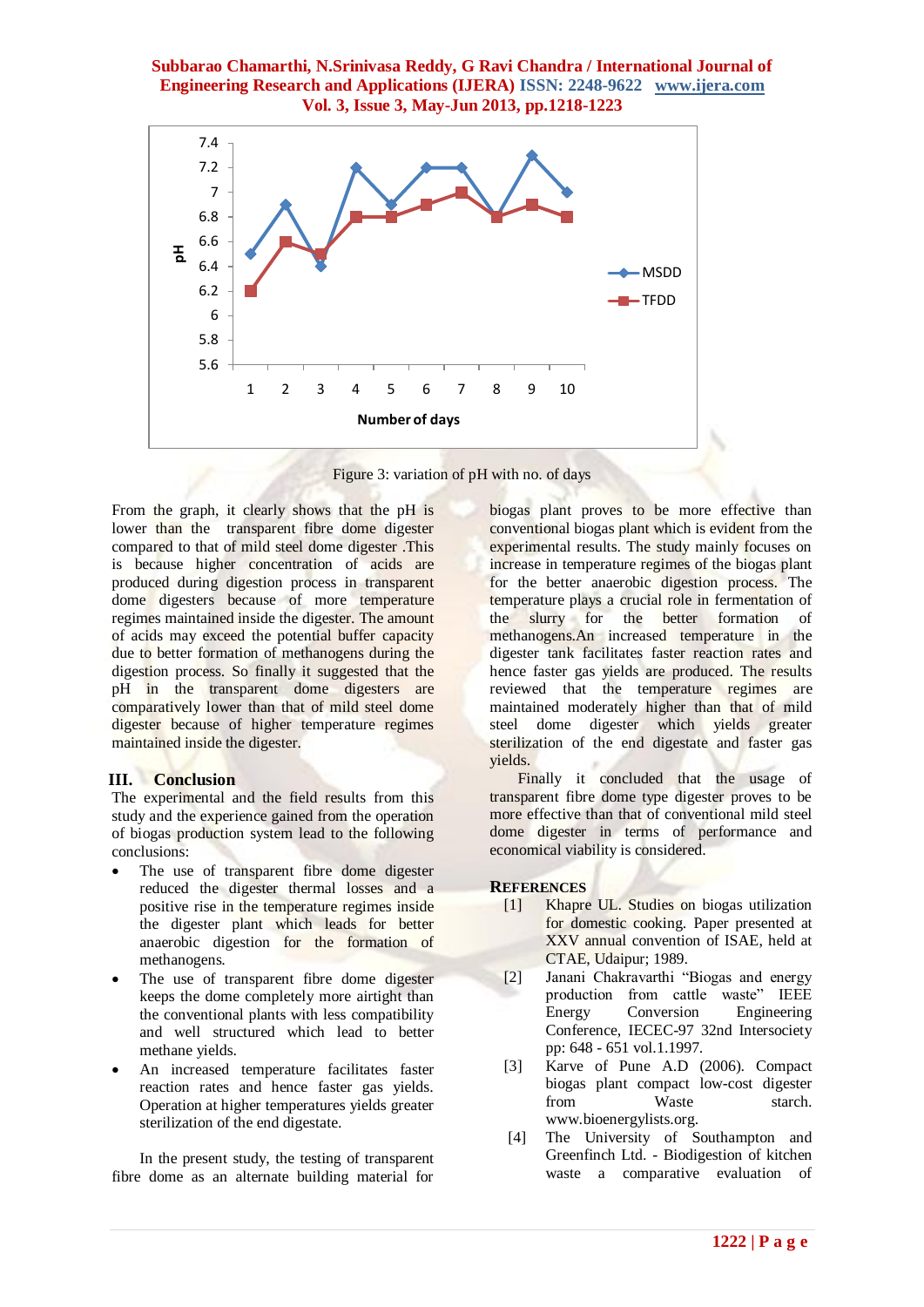Figure 3: variation of pH with no. of days

From the graph, it clearly shows that the pH is lower than the transparent fibre dome digester compared to that of mild steel dome digester .This is because higher concentration of acids are produced during digestion process in transparent dome digesters because of more temperature regimes maintained inside the digester. The amount of acids may exceed the potential buffer capacity due to better formation of methanogens during the digestion process. So finally it suggested that the pH in the transparent dome digesters are comparatively lower than that of mild steel dome digester because of higher temperature regimes maintained inside the digester.

## III. Conclusion

The experimental and the field results from this study and the experience gained from the operation of biogas production system lead to the following conclusions:

- The use of transparent fibre dome digester reduced the digester thermal losses and a positive rise in the temperature regimes inside the digester plant which leads for better anaerobic digestion for the formation of methanogens.
- The use of transparent fibre dome digester keeps the dome completely more airtight than the conventional plants with less compatibility and well structured which lead to better methane yields.
- An increased temperature facilitates faster reaction rates and hence faster gas yields. Operation at higher temperatures yields greater sterilization of the end digestate.

In the present study, the testing of transparent fibre dome as an alternate building material for biogas plant proves to be more effective than conventional biogas plant which is evident from the experimental results. The study mainly focuses on increase in temperature regimes of the biogas plant for the better anaerobic digestion process. The temperature plays a crucial role in fermentation of the slurry for the better formation of methanogens.An increased temperature in the digester tank facilitates faster reaction rates and hence faster gas yields are produced. The results reviewed that the temperature regimes are maintained moderately higher than that of mild steel dome digester which yields greater sterilization of the end digestate and faster gas yields.

Finally it concluded that the usage of transparent fibre dome type digester proves to be more effective than that of conventional mild steel dome digester in terms of performance and economical viability is considered.

## References

[1] Khapre UL. Studies on biogas utilization for domestic cooking. Paper presented at XXV annual convention of ISAE, held at CTAE, Udaipur; 1989.

[2] Janani Chakravarthi "Biogas and energy production from cattle waste" IEEE Energy Conversion Engineering Conference, IECEC-97 32nd Intersociety pp: 648 - 651 vol.1.1997.

[3] Karve of Pune A.D (2006). Compact biogas plant compact low-cost digester from Waste starch. www.bioenergylists.org.

[4] The University of Southampton and Greenfinch Ltd. - Biodigestion of kitchen waste a comparative evaluation of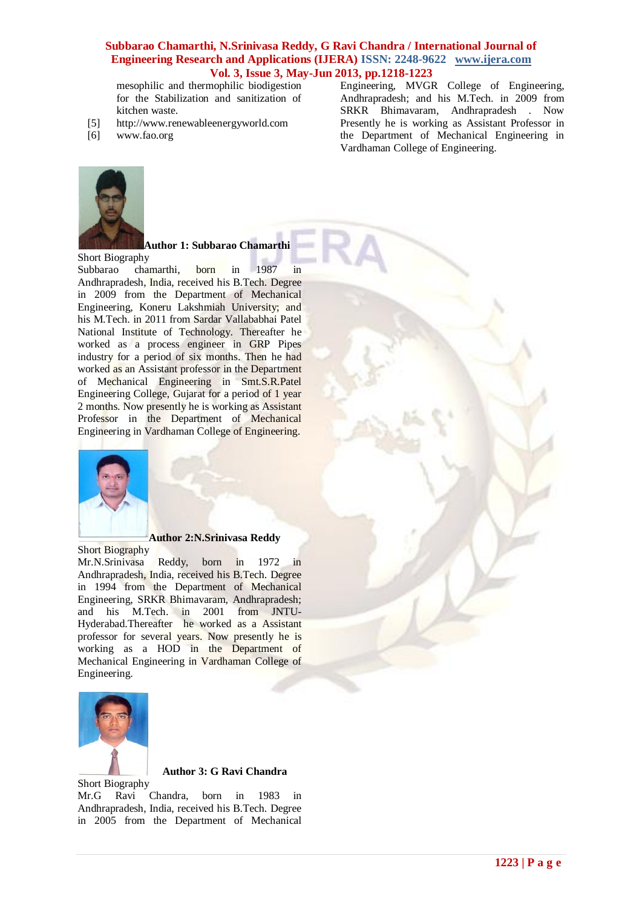mesophilic and thermophilic biodigestion for the Stabilization and sanitization of kitchen waste.

[5] http://www.renewableenergyworld.com

[6] www.fao.org

**Author 1: Subbarao Chamarthi**

Short Biography

Subbarao chamarthi, born in 1987 in Andhrapradesh, India, received his B.Tech. Degree in 2009 from the Department of Mechanical Engineering, Koneru Lakshmiah University; and his M.Tech. in 2011 from Sardar Vallababhai Patel National Institute of Technology. Thereafter he worked as a process engineer in GRP Pipes industry for a period of six months. Then he had worked as an Assistant professor in the Department of Mechanical Engineering in Smt.S.R.Patel Engineering College, Gujarat for a period of 1 year 2 months. Now presently he is working as Assistant Professor in the Department of Mechanical Engineering in Vardhaman College of Engineering.

**Author 2:N.Srinivasa Reddy**

Short Biography

Mr.N.Srinivasa Reddy, born in 1972 in Andhrapradesh, India, received his B.Tech. Degree in 1994 from the Department of Mechanical Engineering, SRKR Bhimavaram, Andhrapradesh; and his M.Tech. in 2001 from JNTU-Hyderabad.Thereafter he worked as a Assistant professor for several years. Now presently he is working as a HOD in the Department of Mechanical Engineering in Vardhaman College of Engineering.

**Author 3: G Ravi Chandra**

Short Biography

Mr.G Ravi Chandra, born in 1983 in Andhrapradesh, India, received his B.Tech. Degree in 2005 from the Department of Mechanical Engineering, MVGR College of Engineering, Andhrapradesh; and his M.Tech. in 2009 from SRKR Bhimavaram, Andhrapradesh . Now Presently he is working as Assistant Professor in the Department of Mechanical Engineering in Vardhaman College of Engineering.